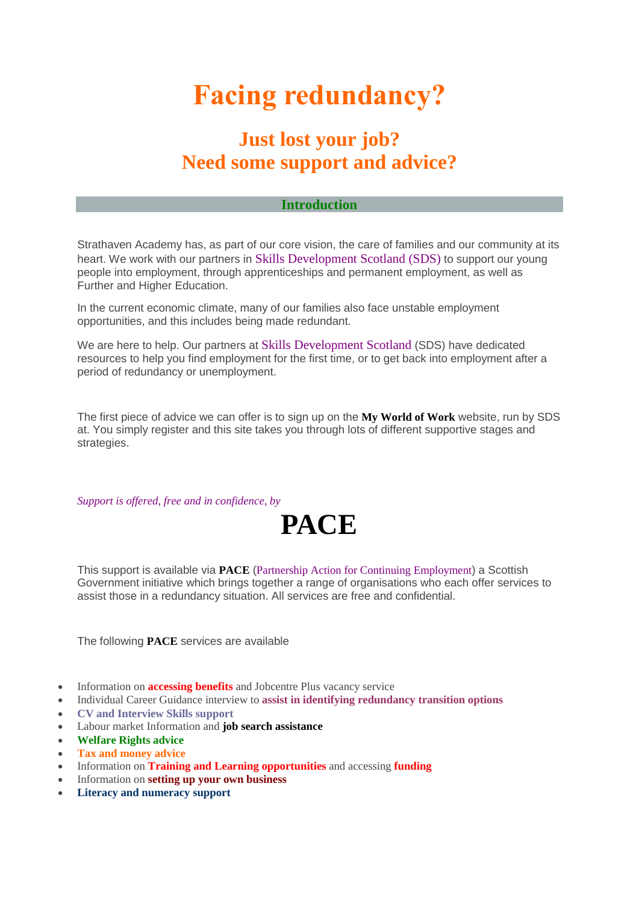# Facing redundancy?

## Just lost your job?
## Need some support and advice?

### Introduction

Strathaven Academy has, as part of our core vision, the care of families and our community at its heart. We work with our partners in Skills Development Scotland (SDS) to support our young people into employment, through apprenticeships and permanent employment, as well as Further and Higher Education.

In the current economic climate, many of our families also face unstable employment opportunities, and this includes being made redundant.

We are here to help. Our partners at Skills Development Scotland (SDS) have dedicated resources to help you find employment for the first time, or to get back into employment after a period of redundancy or unemployment.

The first piece of advice we can offer is to sign up on the **My World of Work** website, run by SDS at. You simply register and this site takes you through lots of different supportive stages and strategies.

*Support is offered, free and in confidence, by*

# PACE

This support is available via **PACE** (Partnership Action for Continuing Employment) a Scottish Government initiative which brings together a range of organisations who each offer services to assist those in a redundancy situation. All services are free and confidential.

The following **PACE** services are available

- Information on **accessing benefits** and Jobcentre Plus vacancy service
- Individual Career Guidance interview to **assist in identifying redundancy transition options**
- **CV and Interview Skills support**
- Labour market Information and **job search assistance**
- **Welfare Rights advice**
- **Tax and money advice**
- Information on **Training and Learning opportunities** and accessing **funding**
- Information on **setting up your own business**
- **Literacy and numeracy support**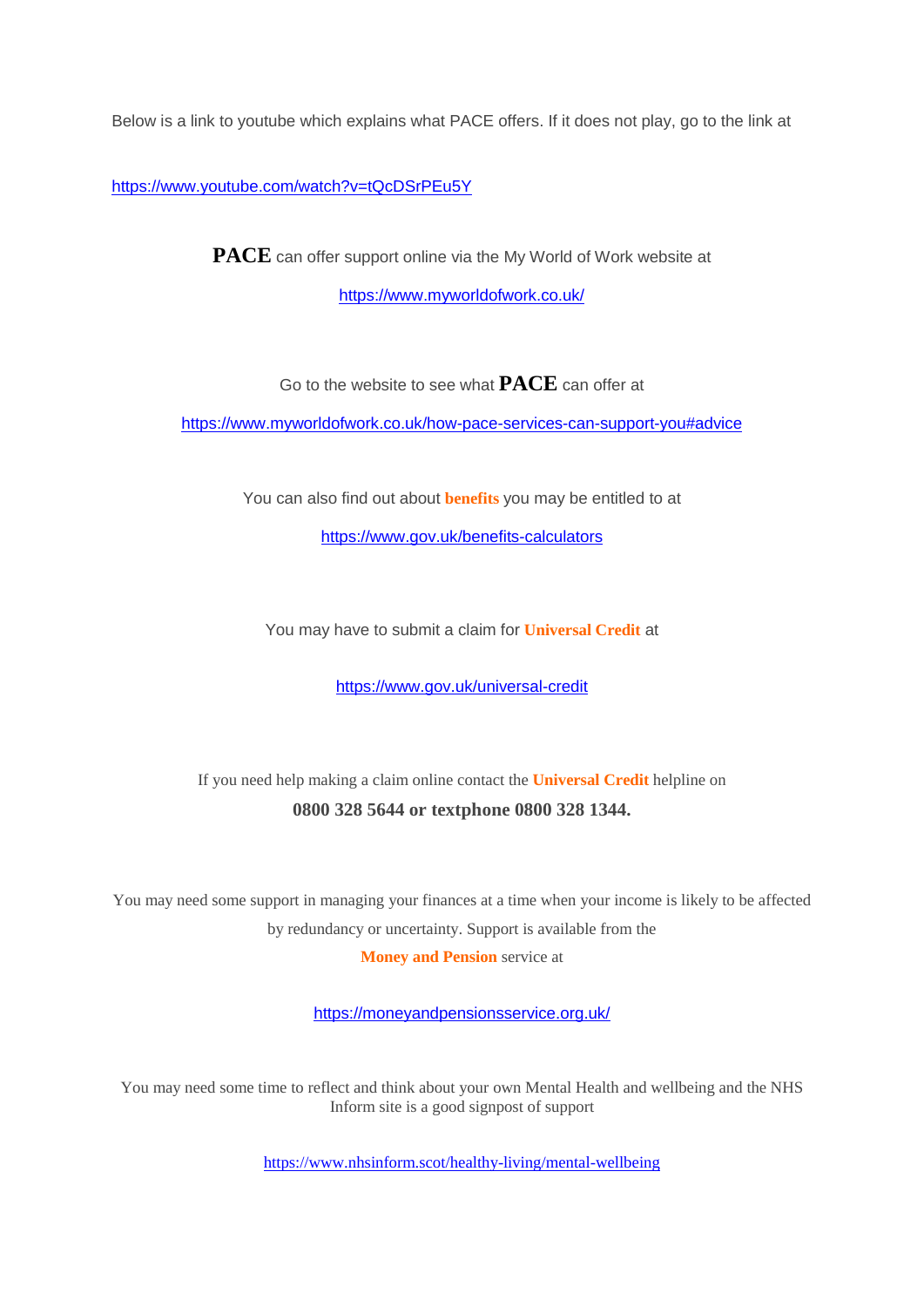Below is a link to youtube which explains what PACE offers. If it does not play, go to the link at

https://www.youtube.com/watch?v=tQcDSrPEu5Y

**PACE** can offer support online via the My World of Work website at

https://www.myworldofwork.co.uk/

Go to the website to see what **PACE** can offer at

https://www.myworldofwork.co.uk/how-pace-services-can-support-you#advice

You can also find out about **benefits** you may be entitled to at

https://www.gov.uk/benefits-calculators

You may have to submit a claim for **Universal Credit** at

https://www.gov.uk/universal-credit

If you need help making a claim online contact the **Universal Credit** helpline on

**0800 328 5644 or textphone 0800 328 1344.**

You may need some support in managing your finances at a time when your income is likely to be affected by redundancy or uncertainty. Support is available from the **Money and Pension** service at

https://moneyandpensionsservice.org.uk/

You may need some time to reflect and think about your own Mental Health and wellbeing and the NHS Inform site is a good signpost of support

https://www.nhsinform.scot/healthy-living/mental-wellbeing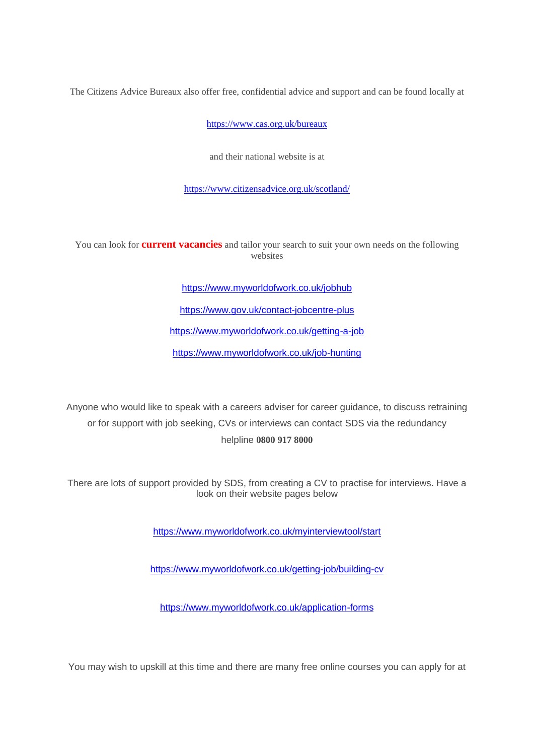The Citizens Advice Bureaux also offer free, confidential advice and support and can be found locally at

https://www.cas.org.uk/bureaux

and their national website is at

https://www.citizensadvice.org.uk/scotland/

You can look for **current vacancies** and tailor your search to suit your own needs on the following websites

https://www.myworldofwork.co.uk/jobhub

https://www.gov.uk/contact-jobcentre-plus

https://www.myworldofwork.co.uk/getting-a-job

https://www.myworldofwork.co.uk/job-hunting

Anyone who would like to speak with a careers adviser for career guidance, to discuss retraining or for support with job seeking, CVs or interviews can contact SDS via the redundancy helpline **0800 917 8000**

There are lots of support provided by SDS, from creating a CV to practise for interviews. Have a look on their website pages below

https://www.myworldofwork.co.uk/myinterviewtool/start

https://www.myworldofwork.co.uk/getting-job/building-cv

https://www.myworldofwork.co.uk/application-forms

You may wish to upskill at this time and there are many free online courses you can apply for at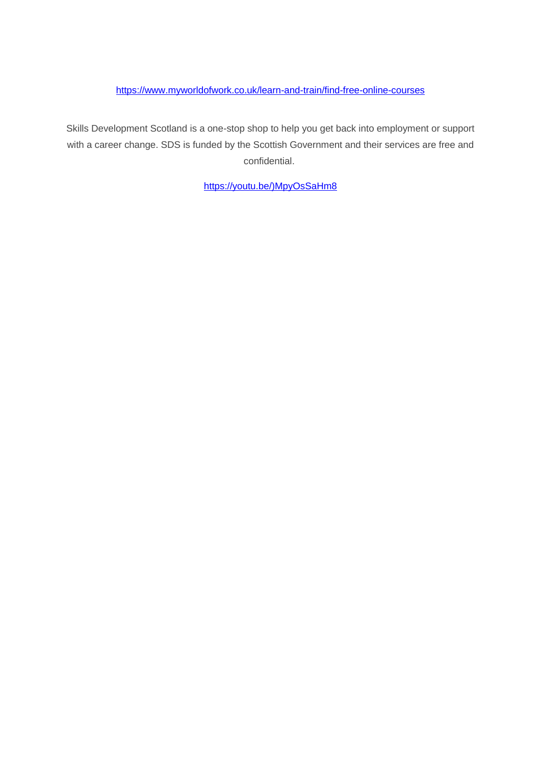https://www.myworldofwork.co.uk/learn-and-train/find-free-online-courses

Skills Development Scotland is a one-stop shop to help you get back into employment or support with a career change. SDS is funded by the Scottish Government and their services are free and confidential.

https://youtu.be/)MpyOsSaHm8